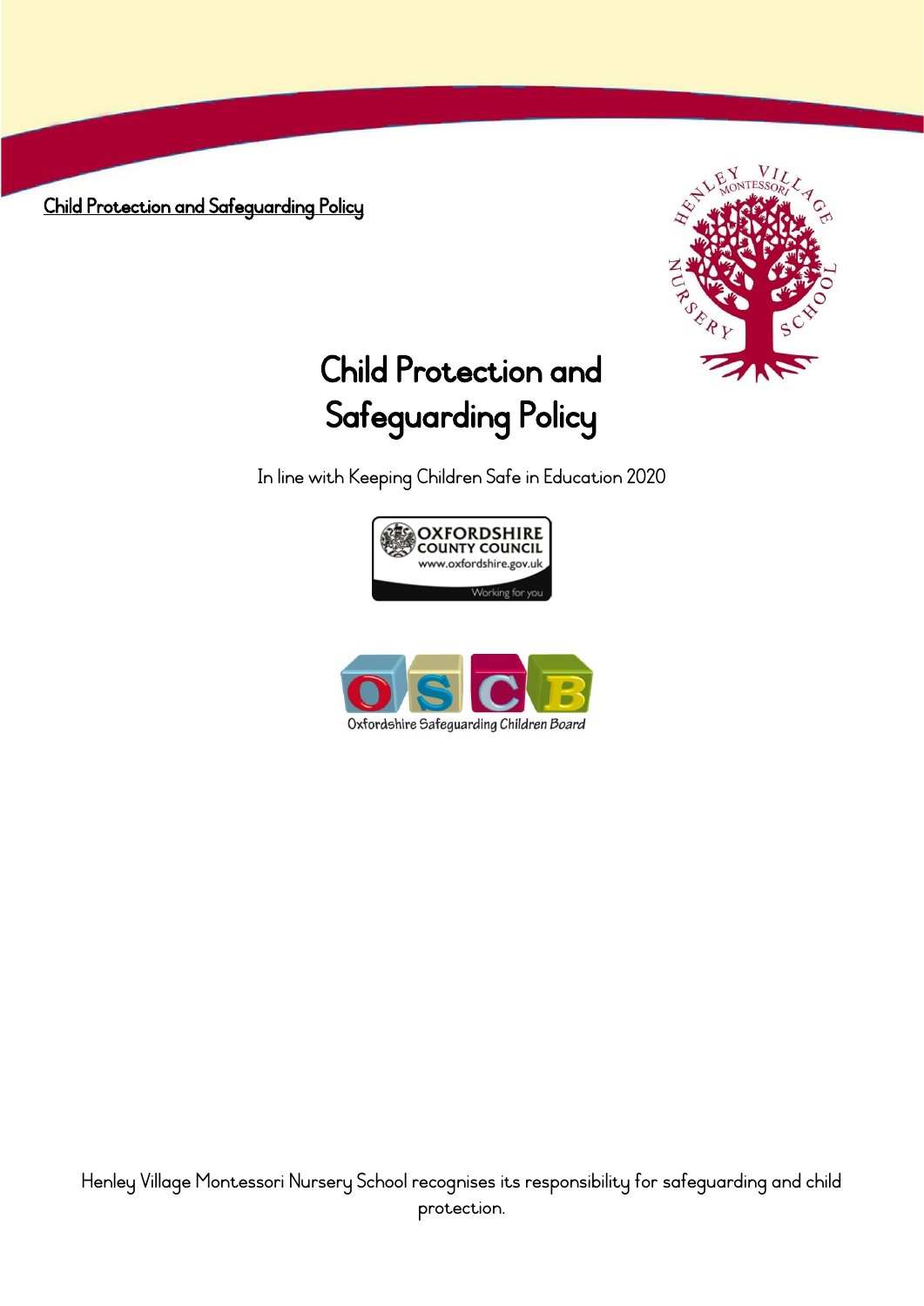Child Protection and Safeguarding Policy

# Child Protection and Safeguarding Policy

In line with Keeping Children Safe in Education 2020

Henley Village Montessori Nursery School recognises its responsibility for safeguarding and child protection.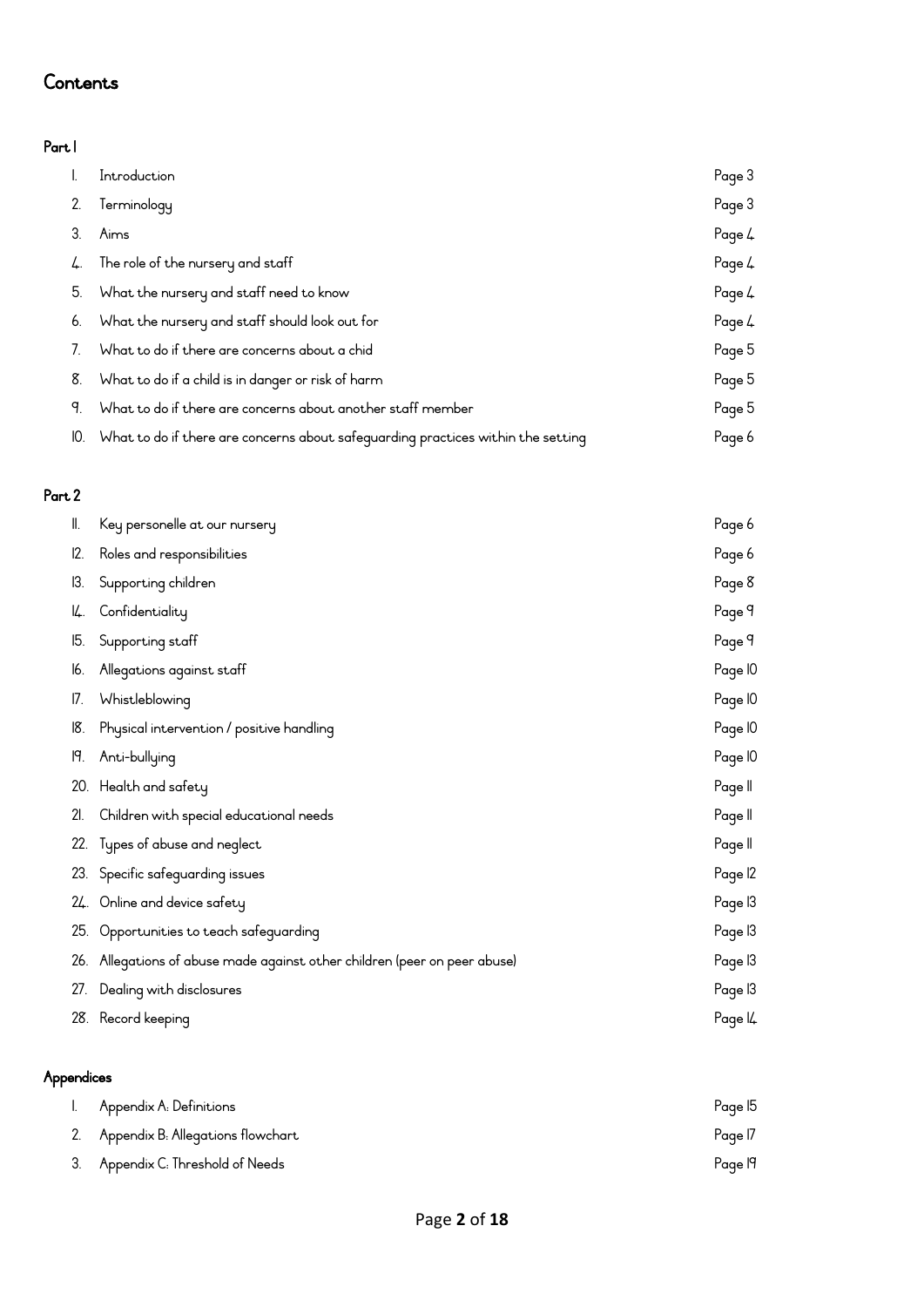# Contents

## Part 1

| | | |
|---|---|---|
| 1. | Introduction | Page 3 |
| 2. | Terminology | Page 3 |
| 3. | Aims | Page 4 |
| 4. | The role of the nursery and staff | Page 4 |
| 5. | What the nursery and staff need to know | Page 4 |
| 6. | What the nursery and staff should look out for | Page 4 |
| 7. | What to do if there are concerns about a chid | Page 5 |
| 8. | What to do if a child is in danger or risk of harm | Page 5 |
| 9. | What to do if there are concerns about another staff member | Page 5 |
| 10. | What to do if there are concerns about safeguarding practices within the setting | Page 6 |

## Part 2

| | | |
|---|---|---|
| 11. | Key personelle at our nursery | Page 6 |
| 12. | Roles and responsibilities | Page 6 |
| 13. | Supporting children | Page 8 |
| 14. | Confidentiality | Page 9 |
| 15. | Supporting staff | Page 9 |
| 16. | Allegations against staff | Page 10 |
| 17. | Whistleblowing | Page 10 |
| 18. | Physical intervention / positive handling | Page 10 |
| 19. | Anti-bullying | Page 10 |
| 20. | Health and safety | Page 11 |
| 21. | Children with special educational needs | Page 11 |
| 22. | Types of abuse and neglect | Page 11 |
| 23. | Specific safeguarding issues | Page 12 |
| 24. | Online and device safety | Page 13 |
| 25. | Opportunities to teach safeguarding | Page 13 |
| 26. | Allegations of abuse made against other children (peer on peer abuse) | Page 13 |
| 27. | Dealing with disclosures | Page 13 |
| 28. | Record keeping | Page 14 |

## Appendices

| | | |
|---|---|---|
| 1. | Appendix A: Definitions | Page 15 |
| 2. | Appendix B: Allegations flowchart | Page 17 |
| 3. | Appendix C: Threshold of Needs | Page 19 |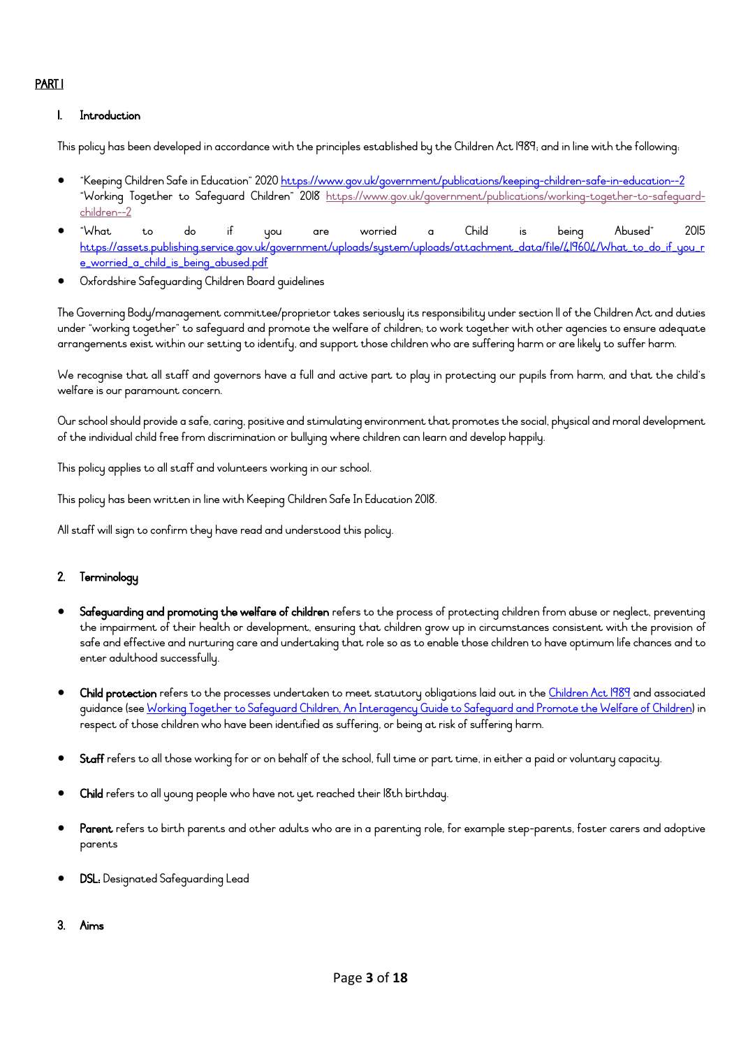## PART I

### 1. Introduction

This policy has been developed in accordance with the principles established by the Children Act 1989; and in line with the following:

- "Keeping Children Safe in Education" 2020 https://www.gov.uk/government/publications/keeping-children-safe-in-education--2 "Working Together to Safeguard Children" 2018 https://www.gov.uk/government/publications/working-together-to-safeguard-children--2
- "What to do if you are worried a Child is being Abused" 2015 https://assets.publishing.service.gov.uk/government/uploads/system/uploads/attachment_data/file/419604/What_to_do_if_you_are_worried_a_child_is_being_abused.pdf
- Oxfordshire Safeguarding Children Board guidelines

The Governing Body/management committee/proprietor takes seriously its responsibility under section 11 of the Children Act and duties under "working together" to safeguard and promote the welfare of children; to work together with other agencies to ensure adequate arrangements exist within our setting to identify, and support those children who are suffering harm or are likely to suffer harm.

We recognise that all staff and governors have a full and active part to play in protecting our pupils from harm, and that the child's welfare is our paramount concern.

Our school should provide a safe, caring, positive and stimulating environment that promotes the social, physical and moral development of the individual child free from discrimination or bullying where children can learn and develop happily.

This policy applies to all staff and volunteers working in our school.

This policy has been written in line with Keeping Children Safe In Education 2018.

All staff will sign to confirm they have read and understood this policy.

### 2. Terminology

- **Safeguarding and promoting the welfare of children** refers to the process of protecting children from abuse or neglect, preventing the impairment of their health or development, ensuring that children grow up in circumstances consistent with the provision of safe and effective and nurturing care and undertaking that role so as to enable those children to have optimum life chances and to enter adulthood successfully.
- **Child protection** refers to the processes undertaken to meet statutory obligations laid out in the Children Act 1989 and associated guidance (see Working Together to Safeguard Children, An Interagency Guide to Safeguard and Promote the Welfare of Children) in respect of those children who have been identified as suffering, or being at risk of suffering harm.
- **Staff** refers to all those working for or on behalf of the school, full time or part time, in either a paid or voluntary capacity.
- **Child** refers to all young people who have not yet reached their 18th birthday.
- **Parent** refers to birth parents and other adults who are in a parenting role, for example step-parents, foster carers and adoptive parents
- **DSL:** Designated Safeguarding Lead

### 3. Aims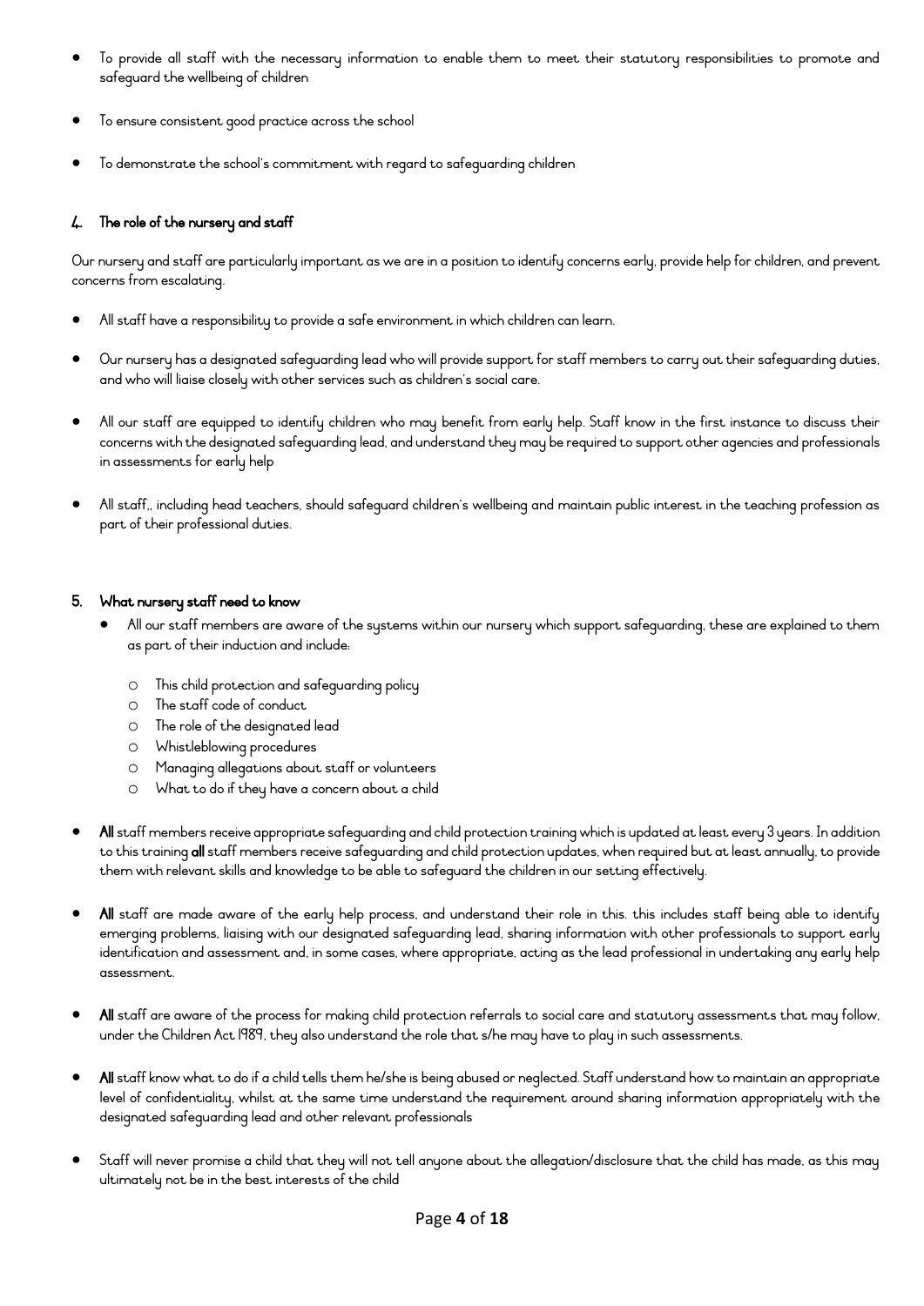- To provide all staff with the necessary information to enable them to meet their statutory responsibilities to promote and safeguard the wellbeing of children
- To ensure consistent good practice across the school
- To demonstrate the school's commitment with regard to safeguarding children

## 4. The role of the nursery and staff

Our nursery and staff are particularly important as we are in a position to identify concerns early, provide help for children, and prevent concerns from escalating.

- All staff have a responsibility to provide a safe environment in which children can learn.
- Our nursery has a designated safeguarding lead who will provide support for staff members to carry out their safeguarding duties, and who will liaise closely with other services such as children's social care.
- All our staff are equipped to identify children who may benefit from early help. Staff know in the first instance to discuss their concerns with the designated safeguarding lead, and understand they may be required to support other agencies and professionals in assessments for early help
- All staff,, including head teachers, should safeguard children's wellbeing and maintain public interest in the teaching profession as part of their professional duties.

## 5. What nursery staff need to know

- All our staff members are aware of the systems within our nursery which support safeguarding, these are explained to them as part of their induction and include:
  - This child protection and safeguarding policy
  - The staff code of conduct
  - The role of the designated lead
  - Whistleblowing procedures
  - Managing allegations about staff or volunteers
  - What to do if they have a concern about a child
- **All** staff members receive appropriate safeguarding and child protection training which is updated at least every 3 years. In addition to this training **all** staff members receive safeguarding and child protection updates, when required but at least annually, to provide them with relevant skills and knowledge to be able to safeguard the children in our setting effectively.
- **All** staff are made aware of the early help process, and understand their role in this. this includes staff being able to identify emerging problems, liaising with our designated safeguarding lead, sharing information with other professionals to support early identification and assessment and, in some cases, where appropriate, acting as the lead professional in undertaking any early help assessment.
- **All** staff are aware of the process for making child protection referrals to social care and statutory assessments that may follow, under the Children Act 1989, they also understand the role that s/he may have to play in such assessments.
- **All** staff know what to do if a child tells them he/she is being abused or neglected. Staff understand how to maintain an appropriate level of confidentiality, whilst at the same time understand the requirement around sharing information appropriately with the designated safeguarding lead and other relevant professionals
- Staff will never promise a child that they will not tell anyone about the allegation/disclosure that the child has made, as this may ultimately not be in the best interests of the child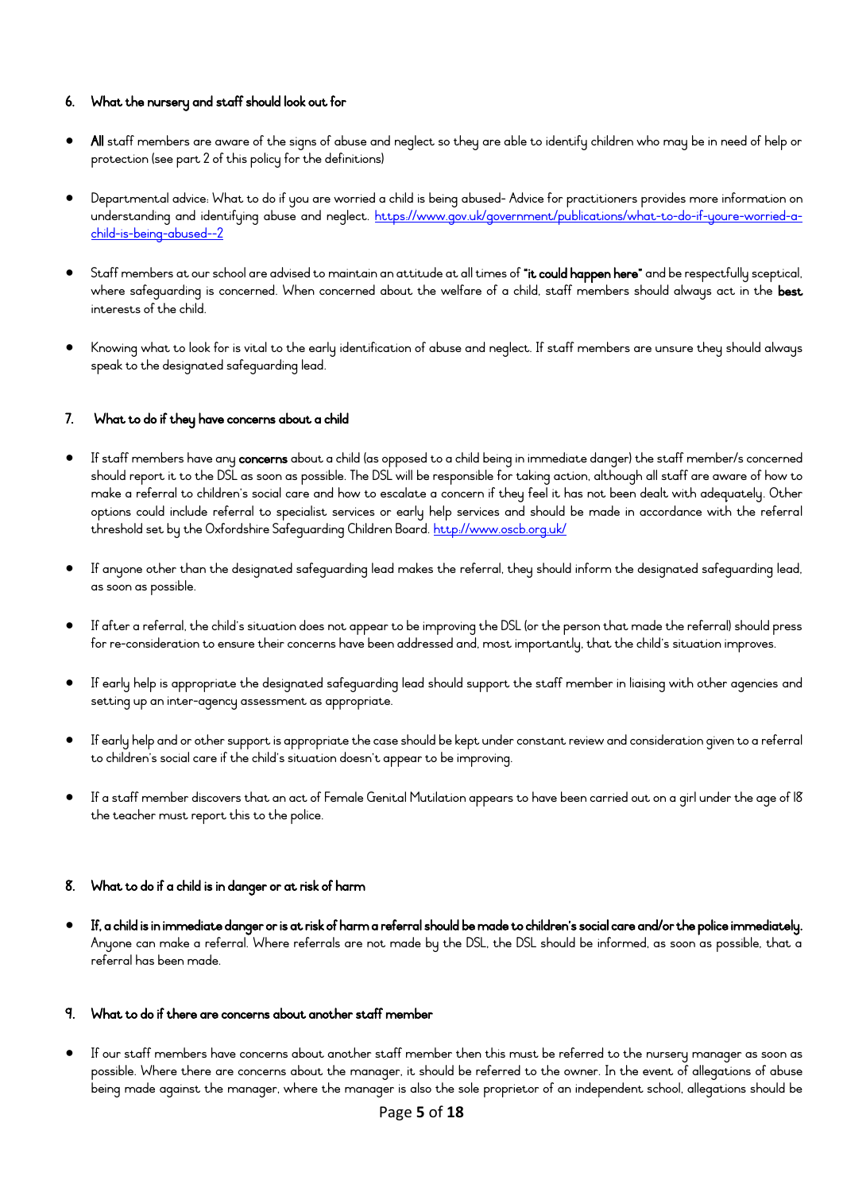## 6. What the nursery and staff should look out for

- **All** staff members are aware of the signs of abuse and neglect so they are able to identify children who may be in need of help or protection (see part 2 of this policy for the definitions)

- Departmental advice: What to do if you are worried a child is being abused- Advice for practitioners provides more information on understanding and identifying abuse and neglect. https://www.gov.uk/government/publications/what-to-do-if-youre-worried-a-child-is-being-abused--2

- Staff members at our school are advised to maintain an attitude at all times of **"it could happen here"** and be respectfully sceptical, where safeguarding is concerned. When concerned about the welfare of a child, staff members should always act in the **best** interests of the child.

- Knowing what to look for is vital to the early identification of abuse and neglect. If staff members are unsure they should always speak to the designated safeguarding lead.

## 7. What to do if they have concerns about a child

- If staff members have any **concerns** about a child (as opposed to a child being in immediate danger) the staff member/s concerned should report it to the DSL as soon as possible. The DSL will be responsible for taking action, although all staff are aware of how to make a referral to children's social care and how to escalate a concern if they feel it has not been dealt with adequately. Other options could include referral to specialist services or early help services and should be made in accordance with the referral threshold set by the Oxfordshire Safeguarding Children Board. http://www.oscb.org.uk/

- If anyone other than the designated safeguarding lead makes the referral, they should inform the designated safeguarding lead, as soon as possible.

- If after a referral, the child's situation does not appear to be improving the DSL (or the person that made the referral) should press for re-consideration to ensure their concerns have been addressed and, most importantly, that the child's situation improves.

- If early help is appropriate the designated safeguarding lead should support the staff member in liaising with other agencies and setting up an inter-agency assessment as appropriate.

- If early help and or other support is appropriate the case should be kept under constant review and consideration given to a referral to children's social care if the child's situation doesn't appear to be improving.

- If a staff member discovers that an act of Female Genital Mutilation appears to have been carried out on a girl under the age of 18 the teacher must report this to the police.

## 8. What to do if a child is in danger or at risk of harm

- **If, a child is in immediate danger or is at risk of harm a referral should be made to children's social care and/or the police immediately.** Anyone can make a referral. Where referrals are not made by the DSL, the DSL should be informed, as soon as possible, that a referral has been made.

## 9. What to do if there are concerns about another staff member

- If our staff members have concerns about another staff member then this must be referred to the nursery manager as soon as possible. Where there are concerns about the manager, it should be referred to the owner. In the event of allegations of abuse being made against the manager, where the manager is also the sole proprietor of an independent school, allegations should be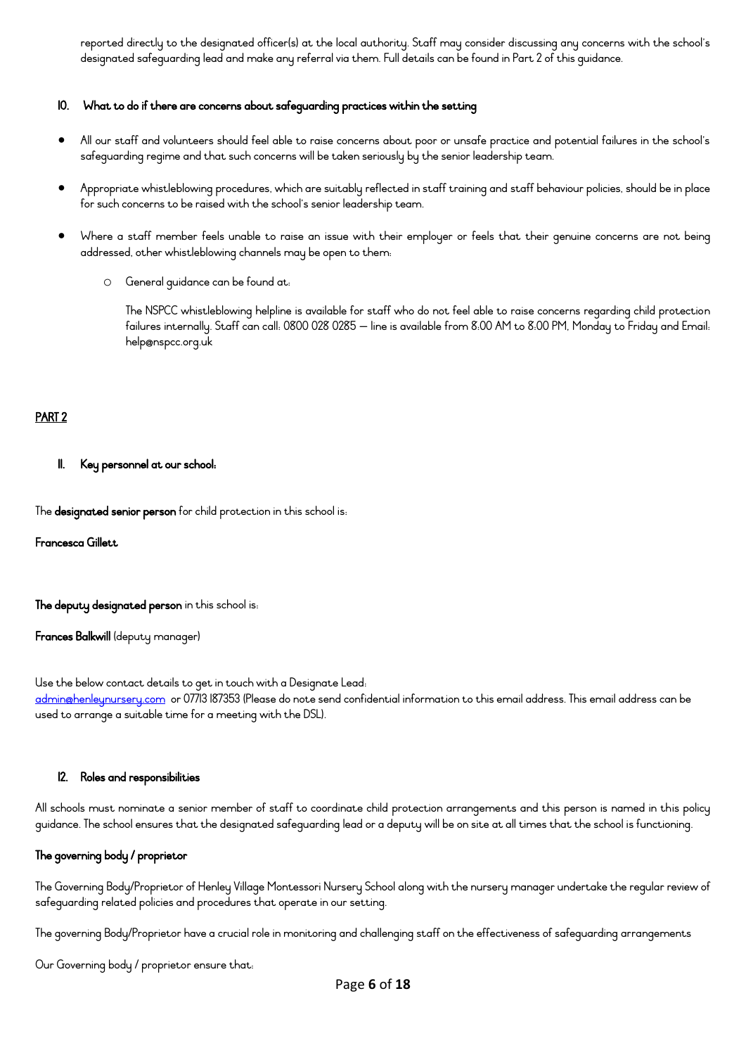reported directly to the designated officer(s) at the local authority. Staff may consider discussing any concerns with the school's designated safeguarding lead and make any referral via them. Full details can be found in Part 2 of this guidance.

## 10. What to do if there are concerns about safeguarding practices within the setting

- All our staff and volunteers should feel able to raise concerns about poor or unsafe practice and potential failures in the school's safeguarding regime and that such concerns will be taken seriously by the senior leadership team.
- Appropriate whistleblowing procedures, which are suitably reflected in staff training and staff behaviour policies, should be in place for such concerns to be raised with the school's senior leadership team.
- Where a staff member feels unable to raise an issue with their employer or feels that their genuine concerns are not being addressed, other whistleblowing channels may be open to them:
  - General guidance can be found at:

    The NSPCC whistleblowing helpline is available for staff who do not feel able to raise concerns regarding child protection failures internally. Staff can call: 0800 028 0285 – line is available from 8:00 AM to 8:00 PM, Monday to Friday and Email: help@nspcc.org.uk

# PART 2

## 11. Key personnel at our school:

The **designated senior person** for child protection in this school is:

**Francesca Gillett**

**The deputy designated person** in this school is:

**Frances Balkwill** (deputy manager)

Use the below contact details to get in touch with a Designate Lead:
admin@henleynursery.com or 07713 187353 (Please do note send confidential information to this email address. This email address can be used to arrange a suitable time for a meeting with the DSL).

## 12. Roles and responsibilities

All schools must nominate a senior member of staff to coordinate child protection arrangements and this person is named in this policy guidance. The school ensures that the designated safeguarding lead or a deputy will be on site at all times that the school is functioning.

### The governing body / proprietor

The Governing Body/Proprietor of Henley Village Montessori Nursery School along with the nursery manager undertake the regular review of safeguarding related policies and procedures that operate in our setting.

The governing Body/Proprietor have a crucial role in monitoring and challenging staff on the effectiveness of safeguarding arrangements

Our Governing body / proprietor ensure that: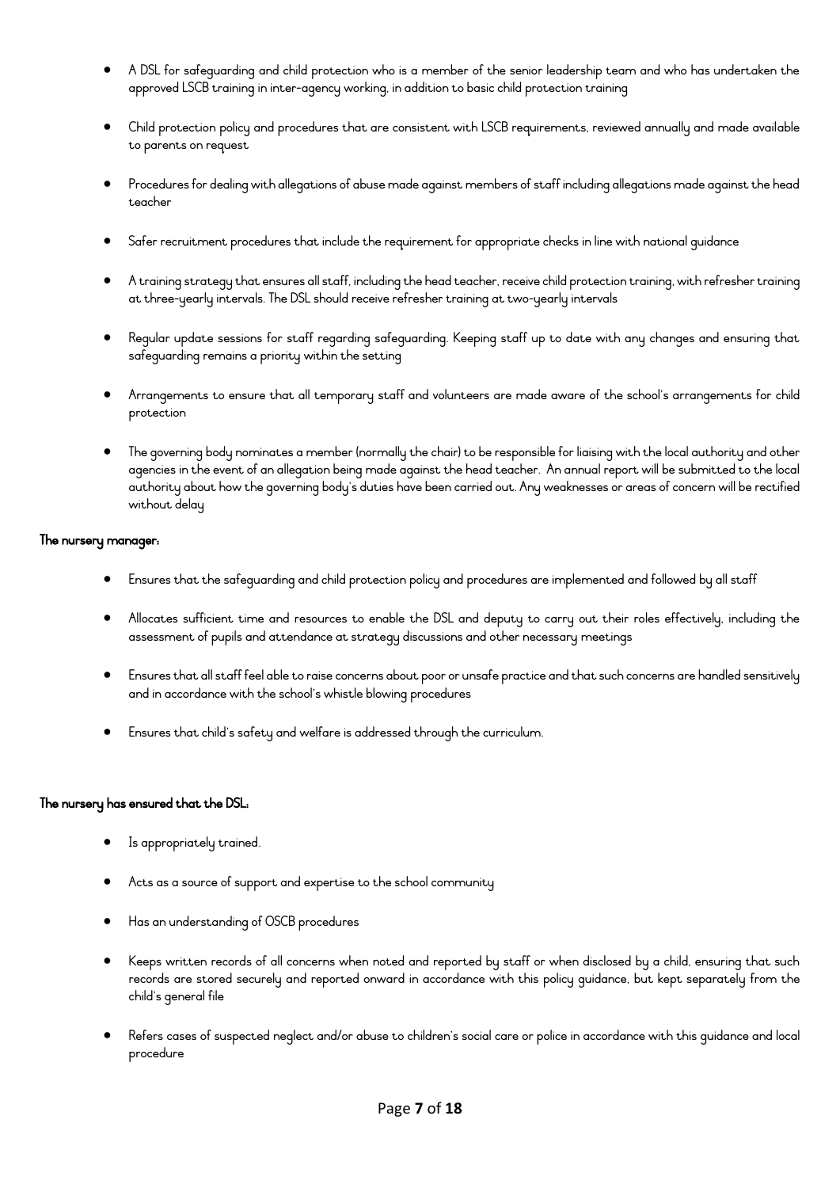- A DSL for safeguarding and child protection who is a member of the senior leadership team and who has undertaken the approved LSCB training in inter-agency working, in addition to basic child protection training
- Child protection policy and procedures that are consistent with LSCB requirements, reviewed annually and made available to parents on request
- Procedures for dealing with allegations of abuse made against members of staff including allegations made against the head teacher
- Safer recruitment procedures that include the requirement for appropriate checks in line with national guidance
- A training strategy that ensures all staff, including the head teacher, receive child protection training, with refresher training at three-yearly intervals. The DSL should receive refresher training at two-yearly intervals
- Regular update sessions for staff regarding safeguarding. Keeping staff up to date with any changes and ensuring that safeguarding remains a priority within the setting
- Arrangements to ensure that all temporary staff and volunteers are made aware of the school's arrangements for child protection
- The governing body nominates a member (normally the chair) to be responsible for liaising with the local authority and other agencies in the event of an allegation being made against the head teacher. An annual report will be submitted to the local authority about how the governing body's duties have been carried out. Any weaknesses or areas of concern will be rectified without delay

**The nursery manager:**

- Ensures that the safeguarding and child protection policy and procedures are implemented and followed by all staff
- Allocates sufficient time and resources to enable the DSL and deputy to carry out their roles effectively, including the assessment of pupils and attendance at strategy discussions and other necessary meetings
- Ensures that all staff feel able to raise concerns about poor or unsafe practice and that such concerns are handled sensitively and in accordance with the school's whistle blowing procedures
- Ensures that child's safety and welfare is addressed through the curriculum.

**The nursery has ensured that the DSL:**

- Is appropriately trained.
- Acts as a source of support and expertise to the school community
- Has an understanding of OSCB procedures
- Keeps written records of all concerns when noted and reported by staff or when disclosed by a child, ensuring that such records are stored securely and reported onward in accordance with this policy guidance, but kept separately from the child's general file
- Refers cases of suspected neglect and/or abuse to children's social care or police in accordance with this guidance and local procedure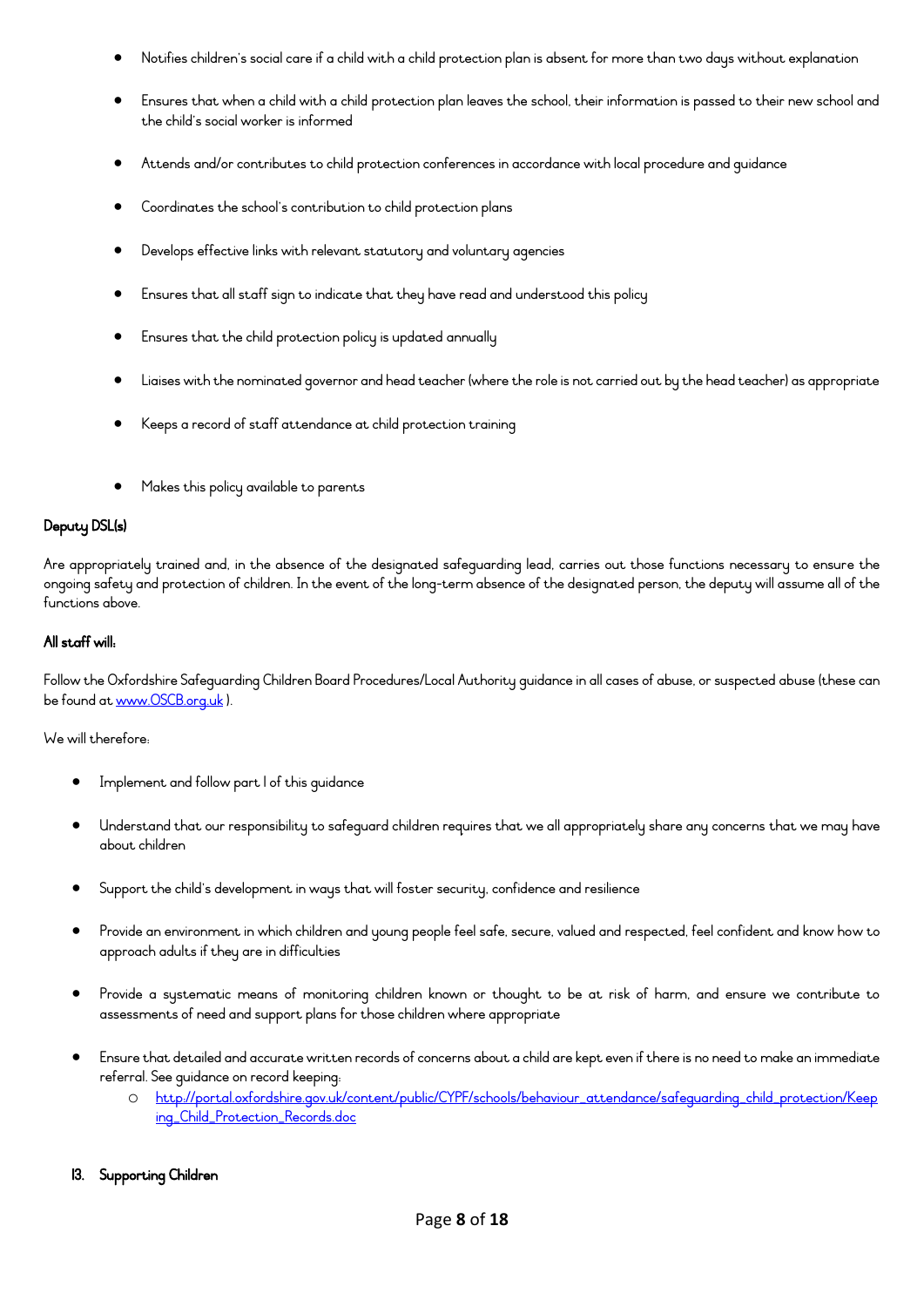- Notifies children's social care if a child with a child protection plan is absent for more than two days without explanation
- Ensures that when a child with a child protection plan leaves the school, their information is passed to their new school and the child's social worker is informed
- Attends and/or contributes to child protection conferences in accordance with local procedure and guidance
- Coordinates the school's contribution to child protection plans
- Develops effective links with relevant statutory and voluntary agencies
- Ensures that all staff sign to indicate that they have read and understood this policy
- Ensures that the child protection policy is updated annually
- Liaises with the nominated governor and head teacher (where the role is not carried out by the head teacher) as appropriate
- Keeps a record of staff attendance at child protection training
- Makes this policy available to parents

**Deputy DSL(s)**

Are appropriately trained and, in the absence of the designated safeguarding lead, carries out those functions necessary to ensure the ongoing safety and protection of children. In the event of the long-term absence of the designated person, the deputy will assume all of the functions above.

**All staff will:**

Follow the Oxfordshire Safeguarding Children Board Procedures/Local Authority guidance in all cases of abuse, or suspected abuse (these can be found at www.OSCB.org.uk ).

We will therefore:

- Implement and follow part 1 of this guidance
- Understand that our responsibility to safeguard children requires that we all appropriately share any concerns that we may have about children
- Support the child's development in ways that will foster security, confidence and resilience
- Provide an environment in which children and young people feel safe, secure, valued and respected, feel confident and know how to approach adults if they are in difficulties
- Provide a systematic means of monitoring children known or thought to be at risk of harm, and ensure we contribute to assessments of need and support plans for those children where appropriate
- Ensure that detailed and accurate written records of concerns about a child are kept even if there is no need to make an immediate referral. See guidance on record keeping:
    - http://portal.oxfordshire.gov.uk/content/public/CYPF/schools/behaviour_attendance/safeguarding_child_protection/Keeping_Child_Protection_Records.doc

**13. Supporting Children**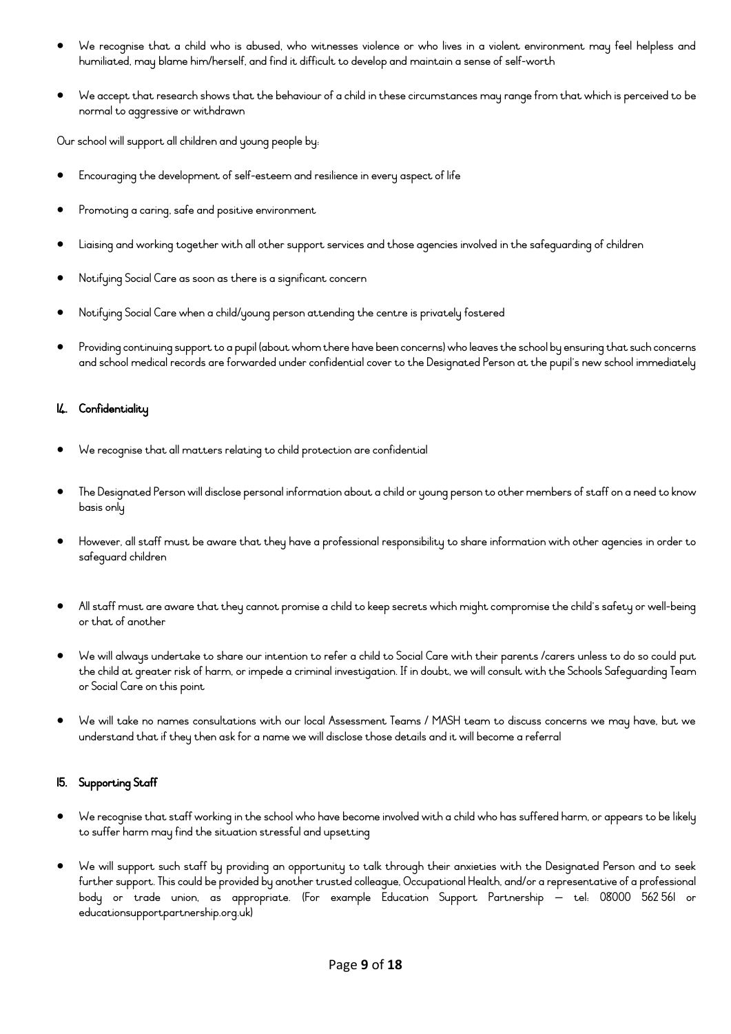- We recognise that a child who is abused, who witnesses violence or who lives in a violent environment may feel helpless and humiliated, may blame him/herself, and find it difficult to develop and maintain a sense of self-worth
- We accept that research shows that the behaviour of a child in these circumstances may range from that which is perceived to be normal to aggressive or withdrawn

Our school will support all children and young people by:

- Encouraging the development of self-esteem and resilience in every aspect of life
- Promoting a caring, safe and positive environment
- Liaising and working together with all other support services and those agencies involved in the safeguarding of children
- Notifying Social Care as soon as there is a significant concern
- Notifying Social Care when a child/young person attending the centre is privately fostered
- Providing continuing support to a pupil (about whom there have been concerns) who leaves the school by ensuring that such concerns and school medical records are forwarded under confidential cover to the Designated Person at the pupil's new school immediately

## 14. Confidentiality

- We recognise that all matters relating to child protection are confidential
- The Designated Person will disclose personal information about a child or young person to other members of staff on a need to know basis only
- However, all staff must be aware that they have a professional responsibility to share information with other agencies in order to safeguard children
- All staff must are aware that they cannot promise a child to keep secrets which might compromise the child's safety or well-being or that of another
- We will always undertake to share our intention to refer a child to Social Care with their parents /carers unless to do so could put the child at greater risk of harm, or impede a criminal investigation. If in doubt, we will consult with the Schools Safeguarding Team or Social Care on this point
- We will take no names consultations with our local Assessment Teams / MASH team to discuss concerns we may have, but we understand that if they then ask for a name we will disclose those details and it will become a referral

## 15. Supporting Staff

- We recognise that staff working in the school who have become involved with a child who has suffered harm, or appears to be likely to suffer harm may find the situation stressful and upsetting
- We will support such staff by providing an opportunity to talk through their anxieties with the Designated Person and to seek further support. This could be provided by another trusted colleague, Occupational Health, and/or a representative of a professional body or trade union, as appropriate. (For example Education Support Partnership – tel: 08000 562 561 or educationsupportpartnership.org.uk)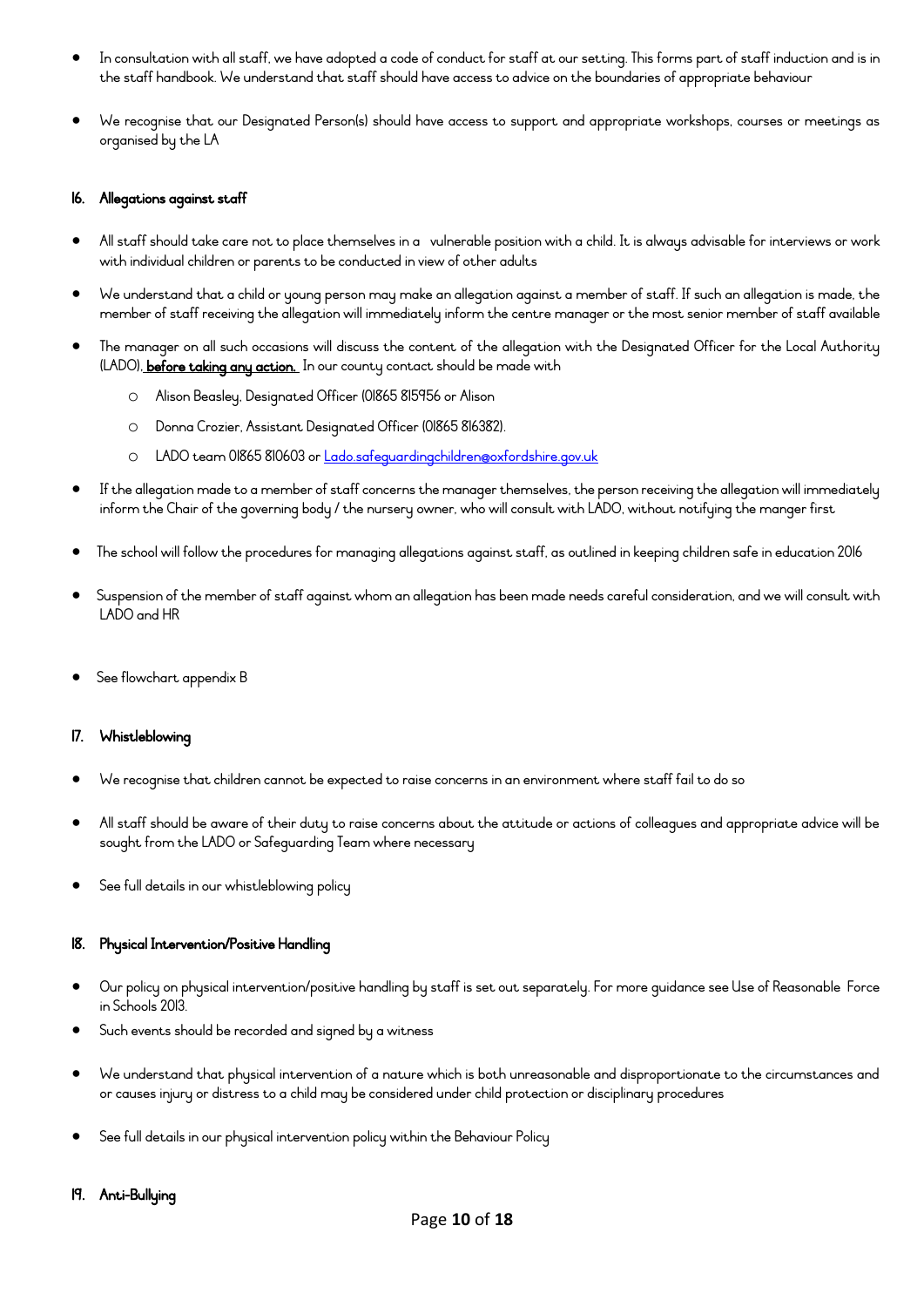- In consultation with all staff, we have adopted a code of conduct for staff at our setting. This forms part of staff induction and is in the staff handbook. We understand that staff should have access to advice on the boundaries of appropriate behaviour

- We recognise that our Designated Person(s) should have access to support and appropriate workshops, courses or meetings as organised by the LA

### 16. Allegations against staff

- All staff should take care not to place themselves in a vulnerable position with a child. It is always advisable for interviews or work with individual children or parents to be conducted in view of other adults

- We understand that a child or young person may make an allegation against a member of staff. If such an allegation is made, the member of staff receiving the allegation will immediately inform the centre manager or the most senior member of staff available

- The manager on all such occasions will discuss the content of the allegation with the Designated Officer for the Local Authority (LADO), **before taking any action.** In our county contact should be made with
  - Alison Beasley, Designated Officer (01865 815956 or Alison
  - Donna Crozier, Assistant Designated Officer (01865 816382).
  - LADO team 01865 810603 or Lado.safeguardingchildren@oxfordshire.gov.uk

- If the allegation made to a member of staff concerns the manager themselves, the person receiving the allegation will immediately inform the Chair of the governing body / the nursery owner, who will consult with LADO, without notifying the manger first

- The school will follow the procedures for managing allegations against staff, as outlined in keeping children safe in education 2016

- Suspension of the member of staff against whom an allegation has been made needs careful consideration, and we will consult with LADO and HR

- See flowchart appendix B

### 17. Whistleblowing

- We recognise that children cannot be expected to raise concerns in an environment where staff fail to do so

- All staff should be aware of their duty to raise concerns about the attitude or actions of colleagues and appropriate advice will be sought from the LADO or Safeguarding Team where necessary

- See full details in our whistleblowing policy

### 18. Physical Intervention/Positive Handling

- Our policy on physical intervention/positive handling by staff is set out separately. For more guidance see Use of Reasonable Force in Schools 2013.
- Such events should be recorded and signed by a witness

- We understand that physical intervention of a nature which is both unreasonable and disproportionate to the circumstances and or causes injury or distress to a child may be considered under child protection or disciplinary procedures

- See full details in our physical intervention policy within the Behaviour Policy

### 19. Anti-Bullying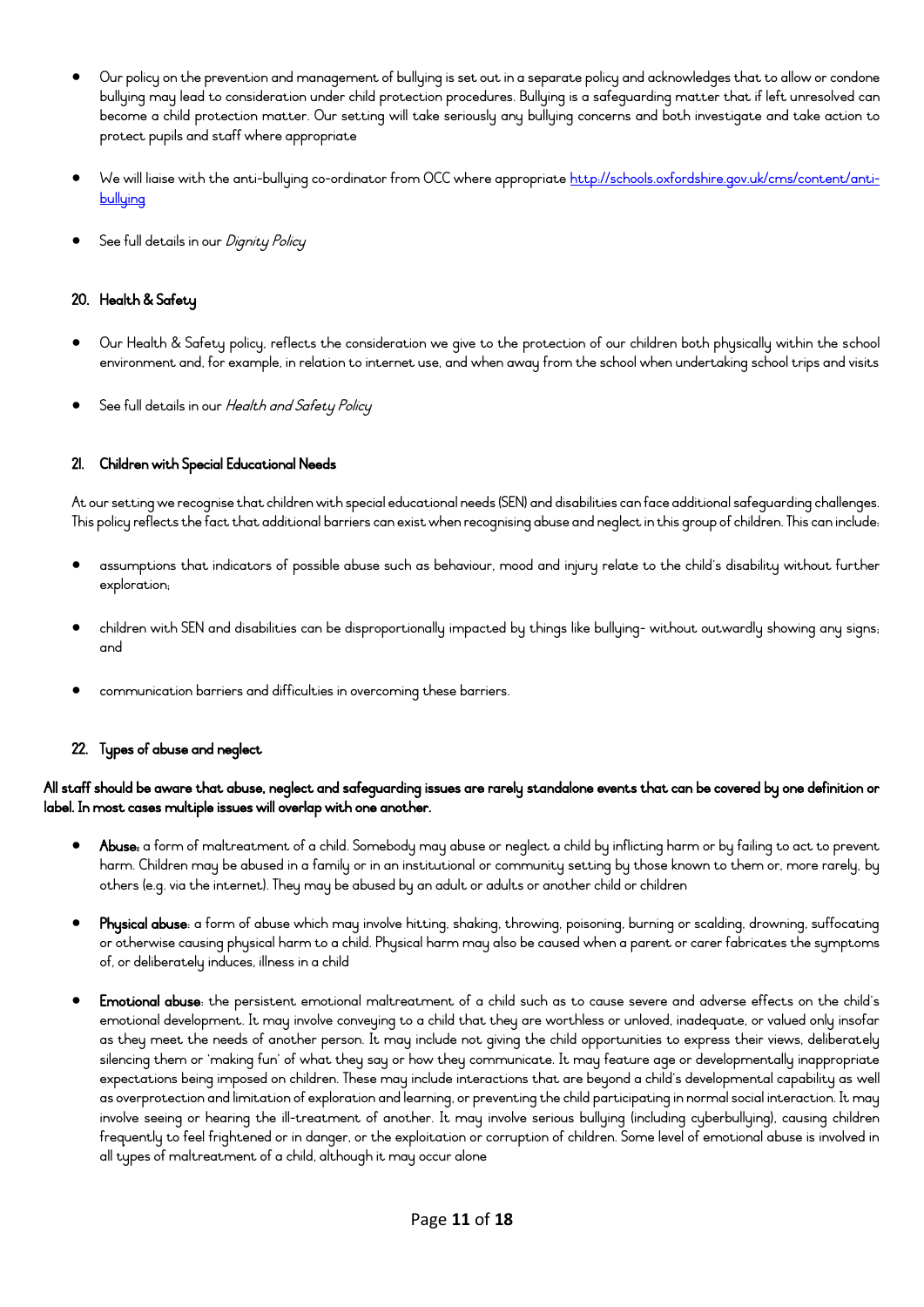- Our policy on the prevention and management of bullying is set out in a separate policy and acknowledges that to allow or condone bullying may lead to consideration under child protection procedures. Bullying is a safeguarding matter that if left unresolved can become a child protection matter. Our setting will take seriously any bullying concerns and both investigate and take action to protect pupils and staff where appropriate

- We will liaise with the anti-bullying co-ordinator from OCC where appropriate [http://schools.oxfordshire.gov.uk/cms/content/anti-bullying](http://schools.oxfordshire.gov.uk/cms/content/anti-bullying)

- See full details in our *Dignity Policy*

## 20. Health & Safety

- Our Health & Safety policy, reflects the consideration we give to the protection of our children both physically within the school environment and, for example, in relation to internet use, and when away from the school when undertaking school trips and visits

- See full details in our *Health and Safety Policy*

## 21. Children with Special Educational Needs

At our setting we recognise that children with special educational needs (SEN) and disabilities can face additional safeguarding challenges. This policy reflects the fact that additional barriers can exist when recognising abuse and neglect in this group of children. This can include:

- assumptions that indicators of possible abuse such as behaviour, mood and injury relate to the child's disability without further exploration;

- children with SEN and disabilities can be disproportionally impacted by things like bullying- without outwardly showing any signs; and

- communication barriers and difficulties in overcoming these barriers.

## 22. Types of abuse and neglect

**All staff should be aware that abuse, neglect and safeguarding issues are rarely standalone events that can be covered by one definition or label. In most cases multiple issues will overlap with one another.**

- **Abuse:** a form of maltreatment of a child. Somebody may abuse or neglect a child by inflicting harm or by failing to act to prevent harm. Children may be abused in a family or in an institutional or community setting by those known to them or, more rarely, by others (e.g. via the internet). They may be abused by an adult or adults or another child or children

- **Physical abuse**: a form of abuse which may involve hitting, shaking, throwing, poisoning, burning or scalding, drowning, suffocating or otherwise causing physical harm to a child. Physical harm may also be caused when a parent or carer fabricates the symptoms of, or deliberately induces, illness in a child

- **Emotional abuse**: the persistent emotional maltreatment of a child such as to cause severe and adverse effects on the child's emotional development. It may involve conveying to a child that they are worthless or unloved, inadequate, or valued only insofar as they meet the needs of another person. It may include not giving the child opportunities to express their views, deliberately silencing them or 'making fun' of what they say or how they communicate. It may feature age or developmentally inappropriate expectations being imposed on children. These may include interactions that are beyond a child's developmental capability as well as overprotection and limitation of exploration and learning, or preventing the child participating in normal social interaction. It may involve seeing or hearing the ill-treatment of another. It may involve serious bullying (including cyberbullying), causing children frequently to feel frightened or in danger, or the exploitation or corruption of children. Some level of emotional abuse is involved in all types of maltreatment of a child, although it may occur alone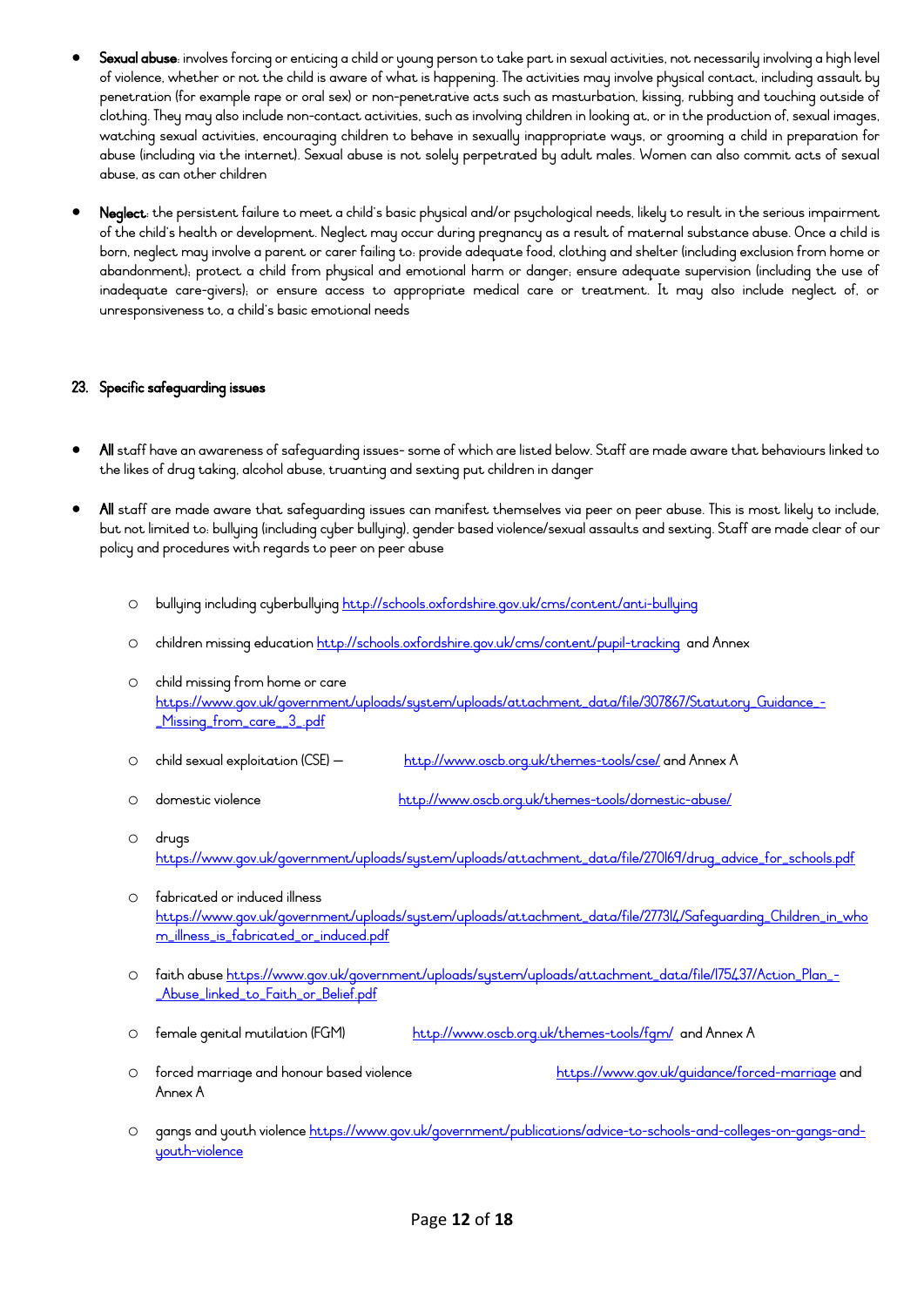- **Sexual abuse**: involves forcing or enticing a child or young person to take part in sexual activities, not necessarily involving a high level of violence, whether or not the child is aware of what is happening. The activities may involve physical contact, including assault by penetration (for example rape or oral sex) or non-penetrative acts such as masturbation, kissing, rubbing and touching outside of clothing. They may also include non-contact activities, such as involving children in looking at, or in the production of, sexual images, watching sexual activities, encouraging children to behave in sexually inappropriate ways, or grooming a child in preparation for abuse (including via the internet). Sexual abuse is not solely perpetrated by adult males. Women can also commit acts of sexual abuse, as can other children

- **Neglect**: the persistent failure to meet a child's basic physical and/or psychological needs, likely to result in the serious impairment of the child's health or development. Neglect may occur during pregnancy as a result of maternal substance abuse. Once a child is born, neglect may involve a parent or carer failing to: provide adequate food, clothing and shelter (including exclusion from home or abandonment); protect a child from physical and emotional harm or danger; ensure adequate supervision (including the use of inadequate care-givers); or ensure access to appropriate medical care or treatment. It may also include neglect of, or unresponsiveness to, a child's basic emotional needs

## 23. Specific safeguarding issues

- **All** staff have an awareness of safeguarding issues- some of which are listed below. Staff are made aware that behaviours linked to the likes of drug taking, alcohol abuse, truanting and sexting put children in danger

- **All** staff are made aware that safeguarding issues can manifest themselves via peer on peer abuse. This is most likely to include, but not limited to: bullying (including cyber bullying), gender based violence/sexual assaults and sexting. Staff are made clear of our policy and procedures with regards to peer on peer abuse

  - bullying including cyberbullying http://schools.oxfordshire.gov.uk/cms/content/anti-bullying
  - children missing education http://schools.oxfordshire.gov.uk/cms/content/pupil-tracking and Annex
  - child missing from home or care https://www.gov.uk/government/uploads/system/uploads/attachment_data/file/307867/Statutory_Guidance_-_Missing_from_care__3_.pdf
  - child sexual exploitation (CSE) – http://www.oscb.org.uk/themes-tools/cse/ and Annex A
  - domestic violence http://www.oscb.org.uk/themes-tools/domestic-abuse/
  - drugs https://www.gov.uk/government/uploads/system/uploads/attachment_data/file/270169/drug_advice_for_schools.pdf
  - fabricated or induced illness https://www.gov.uk/government/uploads/system/uploads/attachment_data/file/277314/Safeguarding_Children_in_whom_illness_is_fabricated_or_induced.pdf
  - faith abuse https://www.gov.uk/government/uploads/system/uploads/attachment_data/file/175437/Action_Plan_-_Abuse_linked_to_Faith_or_Belief.pdf
  - female genital mutilation (FGM) http://www.oscb.org.uk/themes-tools/fgm/ and Annex A
  - forced marriage and honour based violence https://www.gov.uk/guidance/forced-marriage and Annex A
  - gangs and youth violence https://www.gov.uk/government/publications/advice-to-schools-and-colleges-on-gangs-and-youth-violence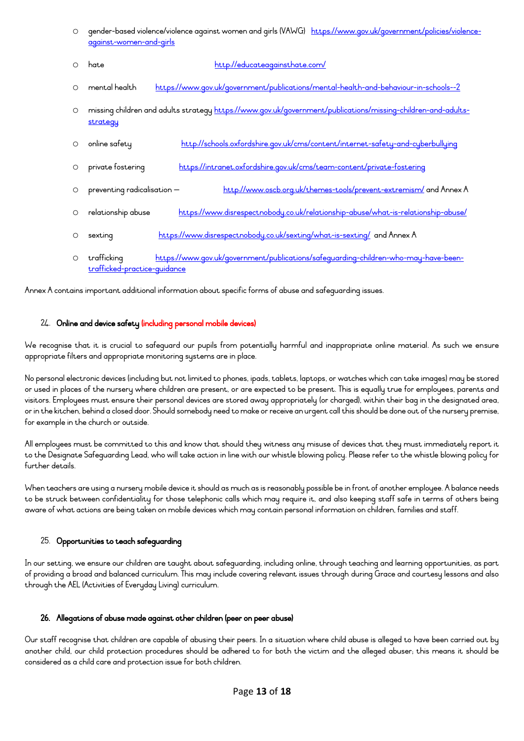- gender-based violence/violence against women and girls (VAWG) https://www.gov.uk/government/policies/violence-against-women-and-girls
- hate http://educateagainsthate.com/
- mental health https://www.gov.uk/government/publications/mental-health-and-behaviour-in-schools--2
- missing children and adults strategy https://www.gov.uk/government/publications/missing-children-and-adults-strategy
- online safety http://schools.oxfordshire.gov.uk/cms/content/internet-safety-and-cyberbullying
- private fostering https://intranet.oxfordshire.gov.uk/cms/team-content/private-fostering
- preventing radicalisation – http://www.oscb.org.uk/themes-tools/prevent-extremism/ and Annex A
- relationship abuse https://www.disrespectnobody.co.uk/relationship-abuse/what-is-relationship-abuse/
- sexting https://www.disrespectnobody.co.uk/sexting/what-is-sexting/ and Annex A
- trafficking https://www.gov.uk/government/publications/safeguarding-children-who-may-have-been-trafficked-practice-guidance

Annex A contains important additional information about specific forms of abuse and safeguarding issues.

## 24. Online and device safety (including personal mobile devices)

We recognise that it is crucial to safeguard our pupils from potentially harmful and inappropriate online material. As such we ensure appropriate filters and appropriate monitoring systems are in place.

No personal electronic devices (including but not limited to phones, ipads, tablets, laptops, or watches which can take images) may be stored or used in places of the nursery where children are present, or are expected to be present. This is equally true for employees, parents and visitors. Employees must ensure their personal devices are stored away appropriately (or charged), within their bag in the designated area, or in the kitchen, behind a closed door. Should somebody need to make or receive an urgent call this should be done out of the nursery premise, for example in the church or outside.

All employees must be committed to this and know that should they witness any misuse of devices that they must immediately report it to the Designate Safeguarding Lead, who will take action in line with our whistle blowing policy. Please refer to the whistle blowing policy for further details.

When teachers are using a nursery mobile device it should as much as is reasonably possible be in front of another employee. A balance needs to be struck between confidentiality for those telephonic calls which may require it, and also keeping staff safe in terms of others being aware of what actions are being taken on mobile devices which may contain personal information on children, families and staff.

## 25. Opportunities to teach safeguarding

In our setting, we ensure our children are taught about safeguarding, including online, through teaching and learning opportunities, as part of providing a broad and balanced curriculum. This may include covering relevant issues through during Grace and courtesy lessons and also through the AEL (Activities of Everyday Living) curriculum.

## 26. Allegations of abuse made against other children (peer on peer abuse)

Our staff recognise that children are capable of abusing their peers. In a situation where child abuse is alleged to have been carried out by another child, our child protection procedures should be adhered to for both the victim and the alleged abuser; this means it should be considered as a child care and protection issue for both children.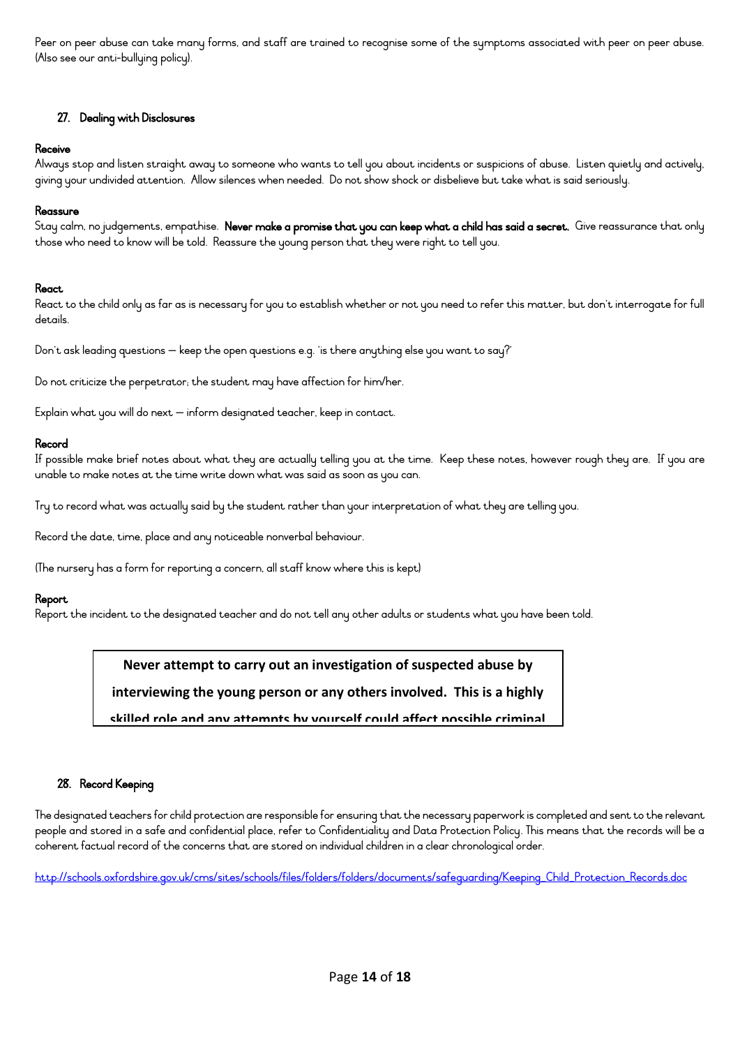Peer on peer abuse can take many forms, and staff are trained to recognise some of the symptoms associated with peer on peer abuse. (Also see our anti-bullying policy).

## 27. Dealing with Disclosures

**Receive**

Always stop and listen straight away to someone who wants to tell you about incidents or suspicions of abuse. Listen quietly and actively, giving your undivided attention. Allow silences when needed. Do not show shock or disbelieve but take what is said seriously.

**Reassure**

Stay calm, no judgements, empathise. **Never make a promise that you can keep what a child has said a secret.** Give reassurance that only those who need to know will be told. Reassure the young person that they were right to tell you.

**React**

React to the child only as far as is necessary for you to establish whether or not you need to refer this matter, but don't interrogate for full details.

Don't ask leading questions – keep the open questions e.g. 'is there anything else you want to say?'

Do not criticize the perpetrator; the student may have affection for him/her.

Explain what you will do next – inform designated teacher, keep in contact.

**Record**

If possible make brief notes about what they are actually telling you at the time. Keep these notes, however rough they are. If you are unable to make notes at the time write down what was said as soon as you can.

Try to record what was actually said by the student rather than your interpretation of what they are telling you.

Record the date, time, place and any noticeable nonverbal behaviour.

(The nursery has a form for reporting a concern, all staff know where this is kept)

**Report**

Report the incident to the designated teacher and do not tell any other adults or students what you have been told.

> **Never attempt to carry out an investigation of suspected abuse by interviewing the young person or any others involved. This is a highly skilled role and any attempts by yourself could affect possible criminal**

## 28. Record Keeping

The designated teachers for child protection are responsible for ensuring that the necessary paperwork is completed and sent to the relevant people and stored in a safe and confidential place, refer to Confidentiality and Data Protection Policy. This means that the records will be a coherent factual record of the concerns that are stored on individual children in a clear chronological order.

http://schools.oxfordshire.gov.uk/cms/sites/schools/files/folders/folders/documents/safeguarding/Keeping_Child_Protection_Records.doc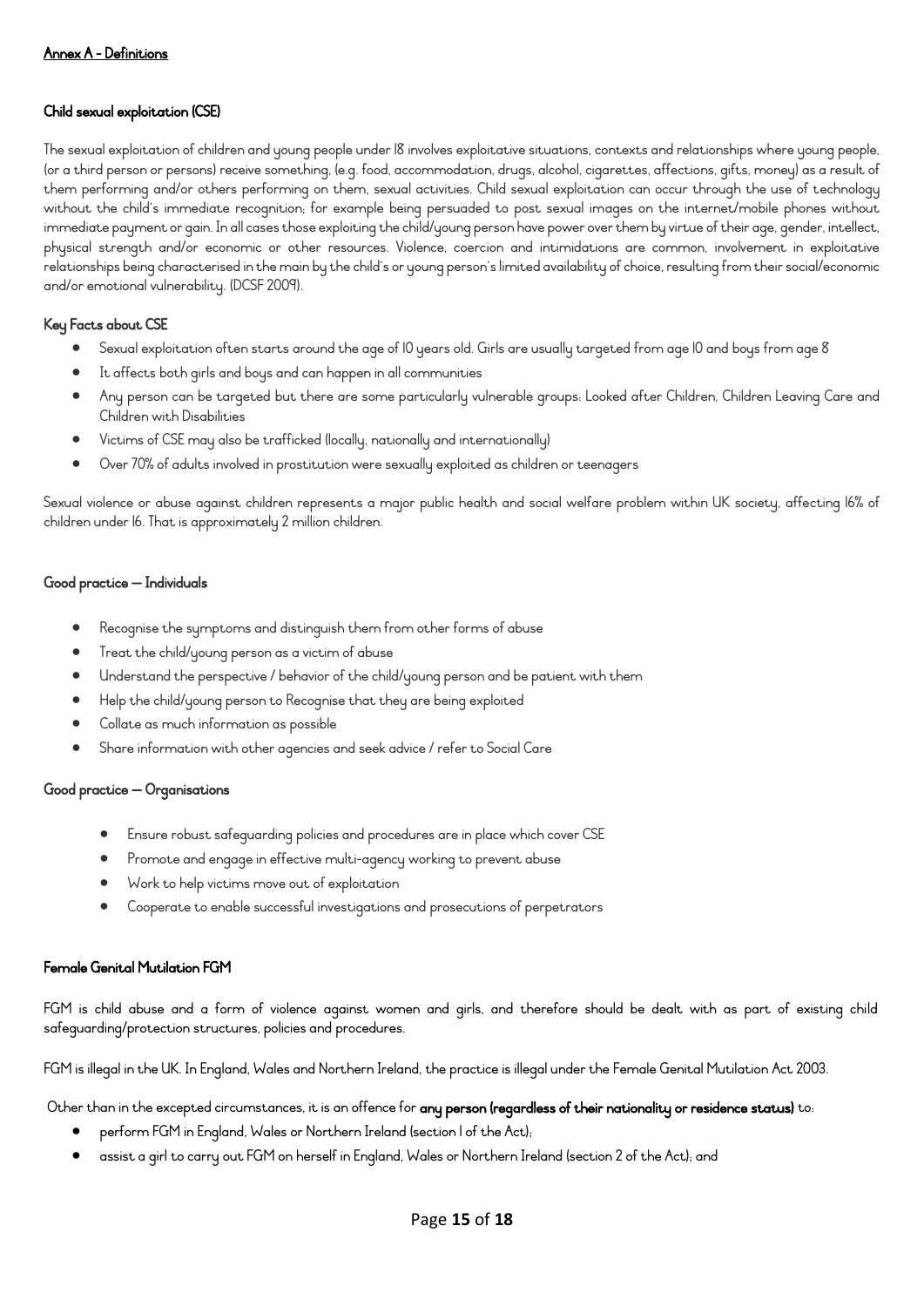## Annex A - Definitions

### Child sexual exploitation (CSE)

The sexual exploitation of children and young people under 18 involves exploitative situations, contexts and relationships where young people, (or a third person or persons) receive something, (e.g. food, accommodation, drugs, alcohol, cigarettes, affections, gifts, money) as a result of them performing and/or others performing on them, sexual activities. Child sexual exploitation can occur through the use of technology without the child's immediate recognition; for example being persuaded to post sexual images on the internet/mobile phones without immediate payment or gain. In all cases those exploiting the child/young person have power over them by virtue of their age, gender, intellect, physical strength and/or economic or other resources. Violence, coercion and intimidations are common, involvement in exploitative relationships being characterised in the main by the child's or young person's limited availability of choice, resulting from their social/economic and/or emotional vulnerability. (DCSF 2009).

### Key Facts about CSE

- Sexual exploitation often starts around the age of 10 years old. Girls are usually targeted from age 10 and boys from age 8
- It affects both girls and boys and can happen in all communities
- Any person can be targeted but there are some particularly vulnerable groups: Looked after Children, Children Leaving Care and Children with Disabilities
- Victims of CSE may also be trafficked (locally, nationally and internationally)
- Over 70% of adults involved in prostitution were sexually exploited as children or teenagers

Sexual violence or abuse against children represents a major public health and social welfare problem within UK society, affecting 16% of children under 16. That is approximately 2 million children.

### Good practice – Individuals

- Recognise the symptoms and distinguish them from other forms of abuse
- Treat the child/young person as a victim of abuse
- Understand the perspective / behavior of the child/young person and be patient with them
- Help the child/young person to Recognise that they are being exploited
- Collate as much information as possible
- Share information with other agencies and seek advice / refer to Social Care

### Good practice – Organisations

- Ensure robust safeguarding policies and procedures are in place which cover CSE
- Promote and engage in effective multi-agency working to prevent abuse
- Work to help victims move out of exploitation
- Cooperate to enable successful investigations and prosecutions of perpetrators

### Female Genital Mutilation FGM

FGM is child abuse and a form of violence against women and girls, and therefore should be dealt with as part of existing child safeguarding/protection structures, policies and procedures.

FGM is illegal in the UK. In England, Wales and Northern Ireland, the practice is illegal under the Female Genital Mutilation Act 2003.

Other than in the excepted circumstances, it is an offence for **any person (regardless of their nationality or residence status)** to:

- perform FGM in England, Wales or Northern Ireland (section 1 of the Act);
- assist a girl to carry out FGM on herself in England, Wales or Northern Ireland (section 2 of the Act); and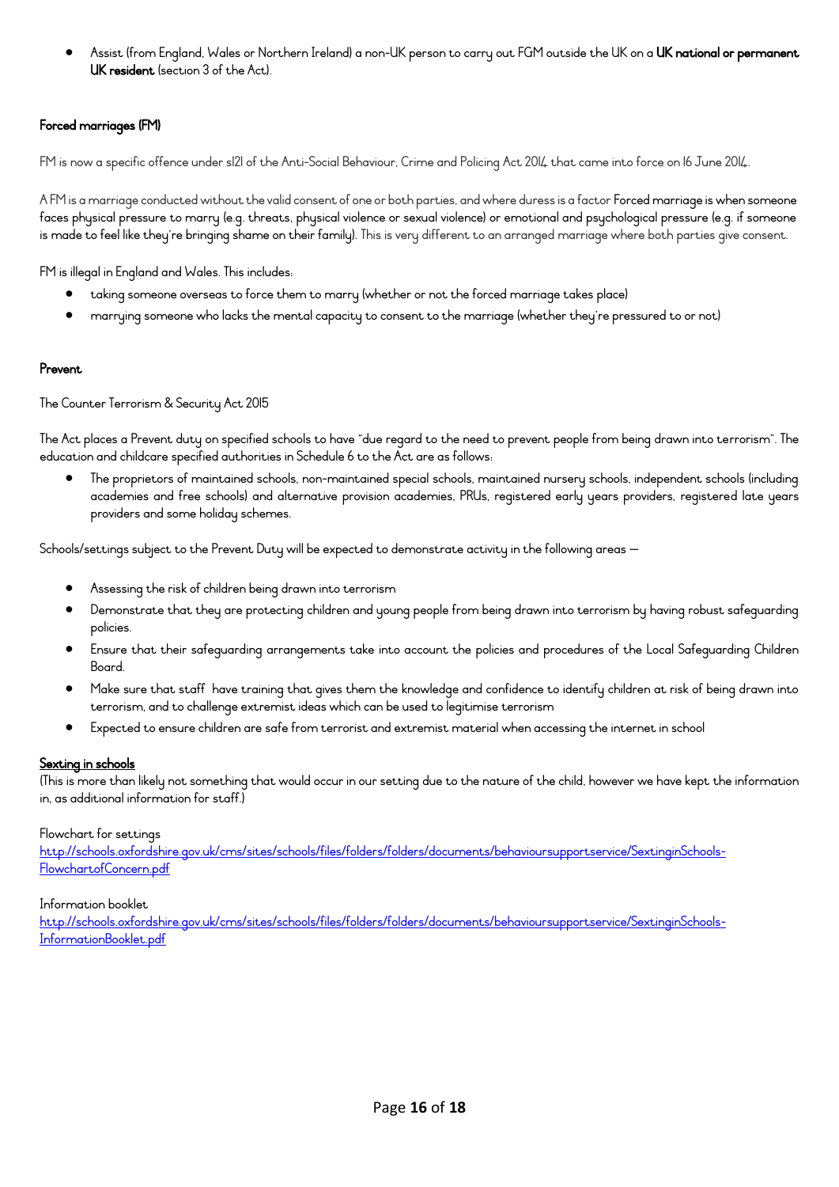- Assist (from England, Wales or Northern Ireland) a non-UK person to carry out FGM outside the UK on a **UK national or permanent UK resident** (section 3 of the Act).

**Forced marriages (FM)**

FM is now a specific offence under s121 of the Anti-Social Behaviour, Crime and Policing Act 2014 that came into force on 16 June 2014.

A FM is a marriage conducted without the valid consent of one or both parties, and where duress is a factor Forced marriage is when someone faces physical pressure to marry (e.g. threats, physical violence or sexual violence) or emotional and psychological pressure (e.g. if someone is made to feel like they're bringing shame on their family). This is very different to an arranged marriage where both parties give consent.

FM is illegal in England and Wales. This includes:

- taking someone overseas to force them to marry (whether or not the forced marriage takes place)
- marrying someone who lacks the mental capacity to consent to the marriage (whether they're pressured to or not)

**Prevent**

The Counter Terrorism & Security Act 2015

The Act places a Prevent duty on specified schools to have "due regard to the need to prevent people from being drawn into terrorism". The education and childcare specified authorities in Schedule 6 to the Act are as follows:

- The proprietors of maintained schools, non-maintained special schools, maintained nursery schools, independent schools (including academies and free schools) and alternative provision academies, PRUs, registered early years providers, registered late years providers and some holiday schemes.

Schools/settings subject to the Prevent Duty will be expected to demonstrate activity in the following areas –

- Assessing the risk of children being drawn into terrorism
- Demonstrate that they are protecting children and young people from being drawn into terrorism by having robust safeguarding policies.
- Ensure that their safeguarding arrangements take into account the policies and procedures of the Local Safeguarding Children Board.
- Make sure that staff have training that gives them the knowledge and confidence to identify children at risk of being drawn into terrorism, and to challenge extremist ideas which can be used to legitimise terrorism
- Expected to ensure children are safe from terrorist and extremist material when accessing the internet in school

**Sexting in schools**

(This is more than likely not something that would occur in our setting due to the nature of the child, however we have kept the information in, as additional information for staff.)

Flowchart for settings
http://schools.oxfordshire.gov.uk/cms/sites/schools/files/folders/folders/documents/behavioursupportservice/SextinginSchools-FlowchartofConcern.pdf

Information booklet
http://schools.oxfordshire.gov.uk/cms/sites/schools/files/folders/folders/documents/behavioursupportservice/SextinginSchools-InformationBooklet.pdf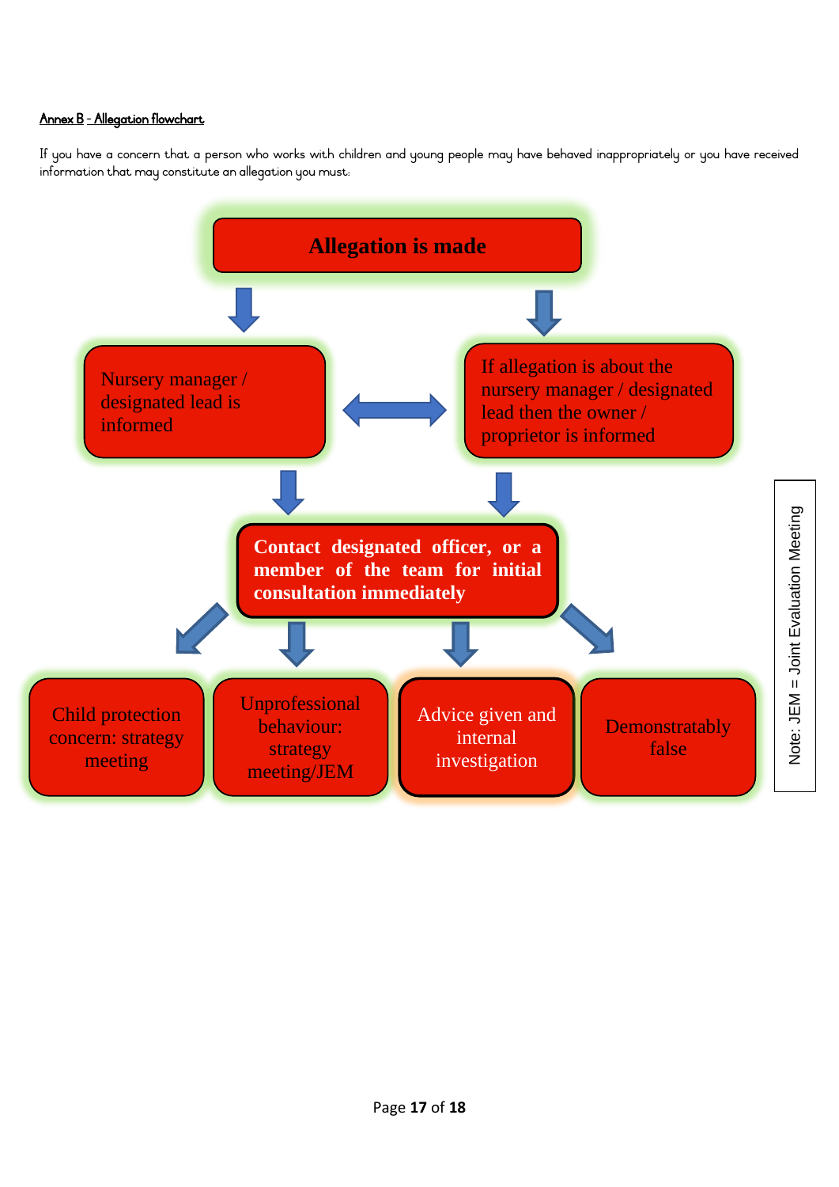Annex B - Allegation flowchart

If you have a concern that a person who works with children and young people may have behaved inappropriately or you have received information that may constitute an allegation you must:

**Allegation is made**

Nursery manager / designated lead is informed

If allegation is about the nursery manager / designated lead then the owner / proprietor is informed

**Contact designated officer, or a member of the team for initial consultation immediately**

- Child protection concern: strategy meeting
- Unprofessional behaviour: strategy meeting/JEM
- Advice given and internal investigation
- Demonstratably false

Note: JEM = Joint Evaluation Meeting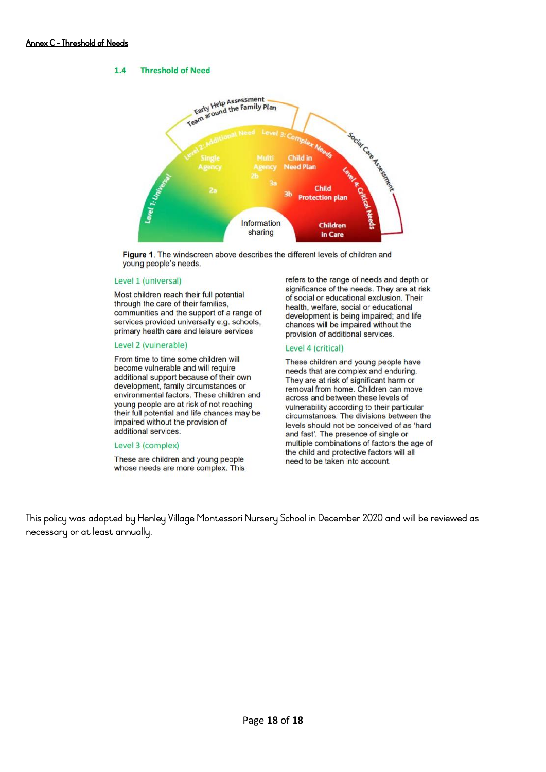Annex C – Threshold of Needs

### 1.4 Threshold of Need

Early Help Assessment
Team around the Family Plan

Social Care Assessment

Level 1: Universal

Level 2: Additional Need

Level 3: Complex Needs

Level 4: Critical Needs

Single Agency

2a

Multi Agency

2b

3a

Child in Need Plan

3b

Child Protection plan

Children in Care

Information sharing

**Figure 1**. The windscreen above describes the different levels of children and young people's needs.

#### Level 1 (universal)

Most children reach their full potential through the care of their families, communities and the support of a range of services provided universally e.g. schools, primary health care and leisure services

#### Level 2 (vulnerable)

From time to time some children will become vulnerable and will require additional support because of their own development, family circumstances or environmental factors. These children and young people are at risk of not reaching their full potential and life chances may be impaired without the provision of additional services.

#### Level 3 (complex)

These are children and young people whose needs are more complex. This refers to the range of needs and depth or significance of the needs. They are at risk of social or educational exclusion. Their health, welfare, social or educational development is being impaired; and life chances will be impaired without the provision of additional services.

#### Level 4 (critical)

These children and young people have needs that are complex and enduring. They are at risk of significant harm or removal from home. Children can move across and between these levels of vulnerability according to their particular circumstances. The divisions between the levels should not be conceived of as 'hard and fast'. The presence of single or multiple combinations of factors the age of the child and protective factors will all need to be taken into account.

This policy was adopted by Henley Village Montessori Nursery School in December 2020 and will be reviewed as necessary or at least annually.